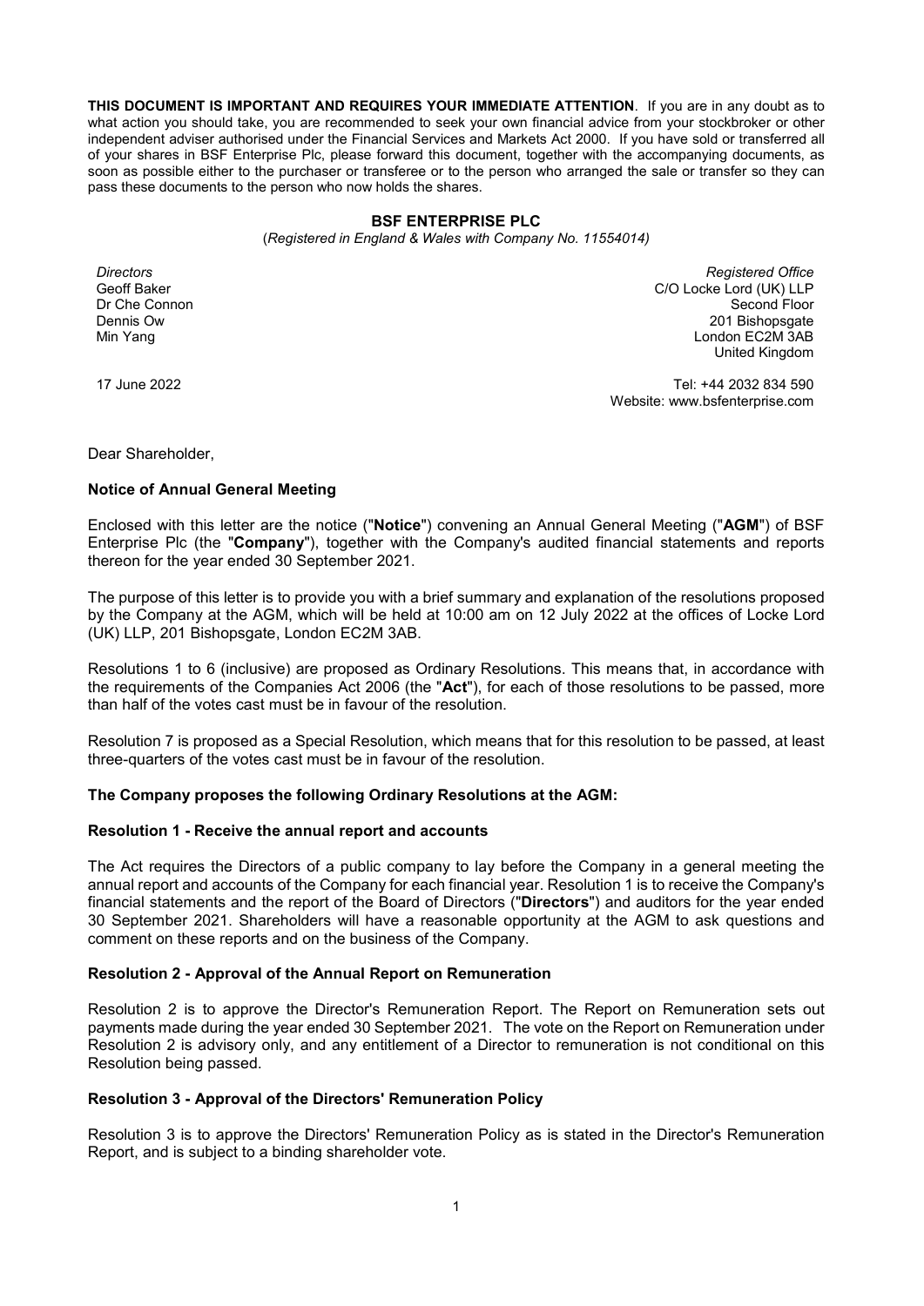**THIS DOCUMENT IS IMPORTANT AND REQUIRES YOUR IMMEDIATE ATTENTION**. If you are in any doubt as to what action you should take, you are recommended to seek your own financial advice from your stockbroker or other independent adviser authorised under the Financial Services and Markets Act 2000. If you have sold or transferred all of your shares in BSF Enterprise Plc, please forward this document, together with the accompanying documents, as soon as possible either to the purchaser or transferee or to the person who arranged the sale or transfer so they can pass these documents to the person who now holds the shares.

**BSF ENTERPRISE PLC**

(*Registered in England & Wales with Company No. 11554014)*

*Directors*
Geoff Baker
Dr Che Connon
Dennis Ow
Min Yang

*Registered Office*
C/O Locke Lord (UK) LLP
Second Floor
201 Bishopsgate
London EC2M 3AB
United Kingdom

17 June 2022

Tel: +44 2032 834 590
Website: www.bsfenterprise.com

Dear Shareholder,

**Notice of Annual General Meeting**

Enclosed with this letter are the notice ("**Notice**") convening an Annual General Meeting ("**AGM**") of BSF Enterprise Plc (the "**Company**"), together with the Company's audited financial statements and reports thereon for the year ended 30 September 2021.

The purpose of this letter is to provide you with a brief summary and explanation of the resolutions proposed by the Company at the AGM, which will be held at 10:00 am on 12 July 2022 at the offices of Locke Lord (UK) LLP, 201 Bishopsgate, London EC2M 3AB.

Resolutions 1 to 6 (inclusive) are proposed as Ordinary Resolutions. This means that, in accordance with the requirements of the Companies Act 2006 (the "**Act**"), for each of those resolutions to be passed, more than half of the votes cast must be in favour of the resolution.

Resolution 7 is proposed as a Special Resolution, which means that for this resolution to be passed, at least three-quarters of the votes cast must be in favour of the resolution.

**The Company proposes the following Ordinary Resolutions at the AGM:**

**Resolution 1 - Receive the annual report and accounts**

The Act requires the Directors of a public company to lay before the Company in a general meeting the annual report and accounts of the Company for each financial year. Resolution 1 is to receive the Company's financial statements and the report of the Board of Directors ("**Directors**") and auditors for the year ended 30 September 2021. Shareholders will have a reasonable opportunity at the AGM to ask questions and comment on these reports and on the business of the Company.

**Resolution 2 - Approval of the Annual Report on Remuneration**

Resolution 2 is to approve the Director's Remuneration Report. The Report on Remuneration sets out payments made during the year ended 30 September 2021. The vote on the Report on Remuneration under Resolution 2 is advisory only, and any entitlement of a Director to remuneration is not conditional on this Resolution being passed.

**Resolution 3 - Approval of the Directors' Remuneration Policy**

Resolution 3 is to approve the Directors' Remuneration Policy as is stated in the Director's Remuneration Report, and is subject to a binding shareholder vote.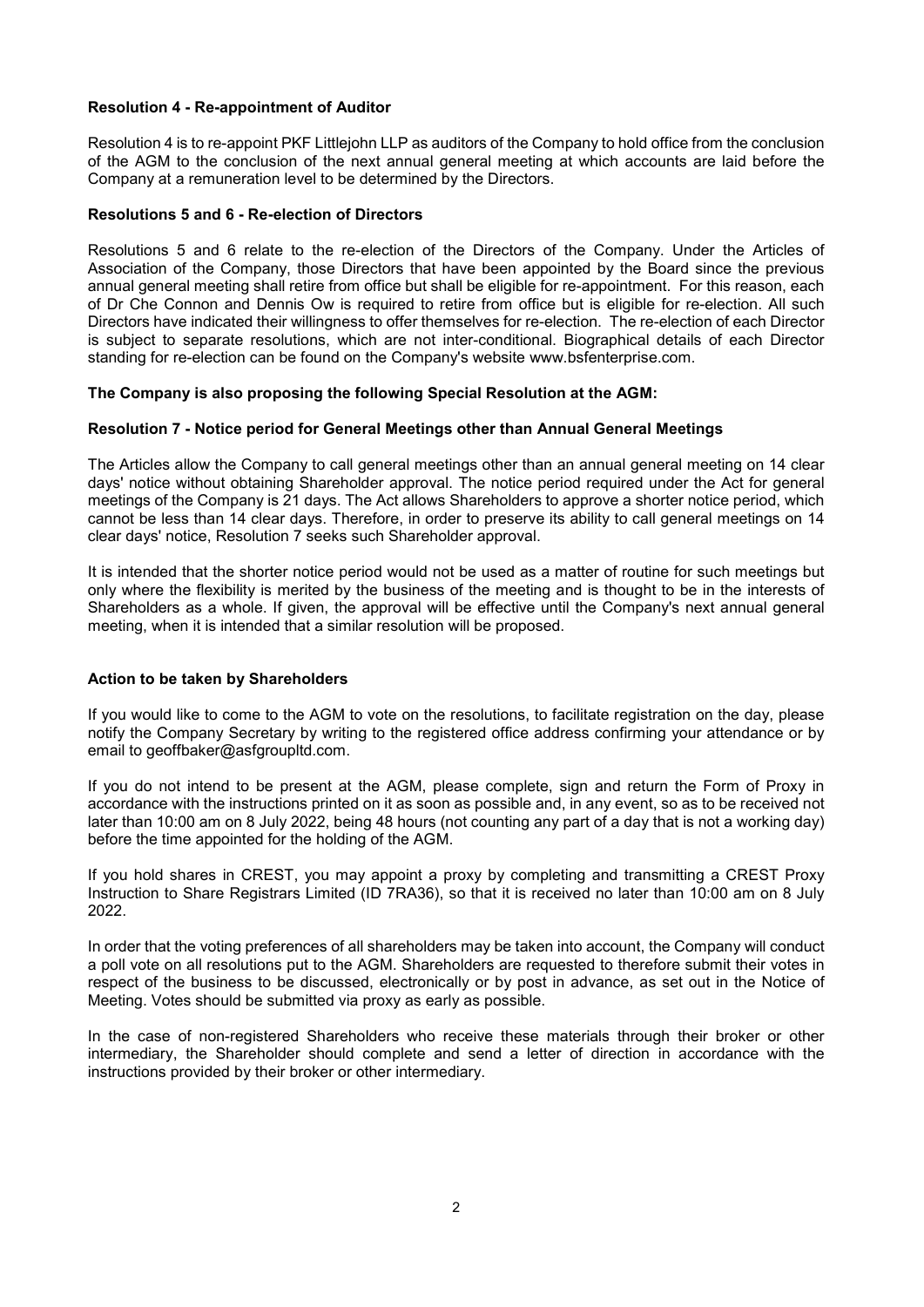**Resolution 4 - Re-appointment of Auditor**

Resolution 4 is to re-appoint PKF Littlejohn LLP as auditors of the Company to hold office from the conclusion of the AGM to the conclusion of the next annual general meeting at which accounts are laid before the Company at a remuneration level to be determined by the Directors.

**Resolutions 5 and 6 - Re-election of Directors**

Resolutions 5 and 6 relate to the re-election of the Directors of the Company. Under the Articles of Association of the Company, those Directors that have been appointed by the Board since the previous annual general meeting shall retire from office but shall be eligible for re-appointment. For this reason, each of Dr Che Connon and Dennis Ow is required to retire from office but is eligible for re-election. All such Directors have indicated their willingness to offer themselves for re-election. The re-election of each Director is subject to separate resolutions, which are not inter-conditional. Biographical details of each Director standing for re-election can be found on the Company's website www.bsfenterprise.com.

**The Company is also proposing the following Special Resolution at the AGM:**

**Resolution 7 - Notice period for General Meetings other than Annual General Meetings**

The Articles allow the Company to call general meetings other than an annual general meeting on 14 clear days' notice without obtaining Shareholder approval. The notice period required under the Act for general meetings of the Company is 21 days. The Act allows Shareholders to approve a shorter notice period, which cannot be less than 14 clear days. Therefore, in order to preserve its ability to call general meetings on 14 clear days' notice, Resolution 7 seeks such Shareholder approval.

It is intended that the shorter notice period would not be used as a matter of routine for such meetings but only where the flexibility is merited by the business of the meeting and is thought to be in the interests of Shareholders as a whole. If given, the approval will be effective until the Company's next annual general meeting, when it is intended that a similar resolution will be proposed.

**Action to be taken by Shareholders**

If you would like to come to the AGM to vote on the resolutions, to facilitate registration on the day, please notify the Company Secretary by writing to the registered office address confirming your attendance or by email to geoffbaker@asfgroupltd.com.

If you do not intend to be present at the AGM, please complete, sign and return the Form of Proxy in accordance with the instructions printed on it as soon as possible and, in any event, so as to be received not later than 10:00 am on 8 July 2022, being 48 hours (not counting any part of a day that is not a working day) before the time appointed for the holding of the AGM.

If you hold shares in CREST, you may appoint a proxy by completing and transmitting a CREST Proxy Instruction to Share Registrars Limited (ID 7RA36), so that it is received no later than 10:00 am on 8 July 2022.

In order that the voting preferences of all shareholders may be taken into account, the Company will conduct a poll vote on all resolutions put to the AGM. Shareholders are requested to therefore submit their votes in respect of the business to be discussed, electronically or by post in advance, as set out in the Notice of Meeting. Votes should be submitted via proxy as early as possible.

In the case of non-registered Shareholders who receive these materials through their broker or other intermediary, the Shareholder should complete and send a letter of direction in accordance with the instructions provided by their broker or other intermediary.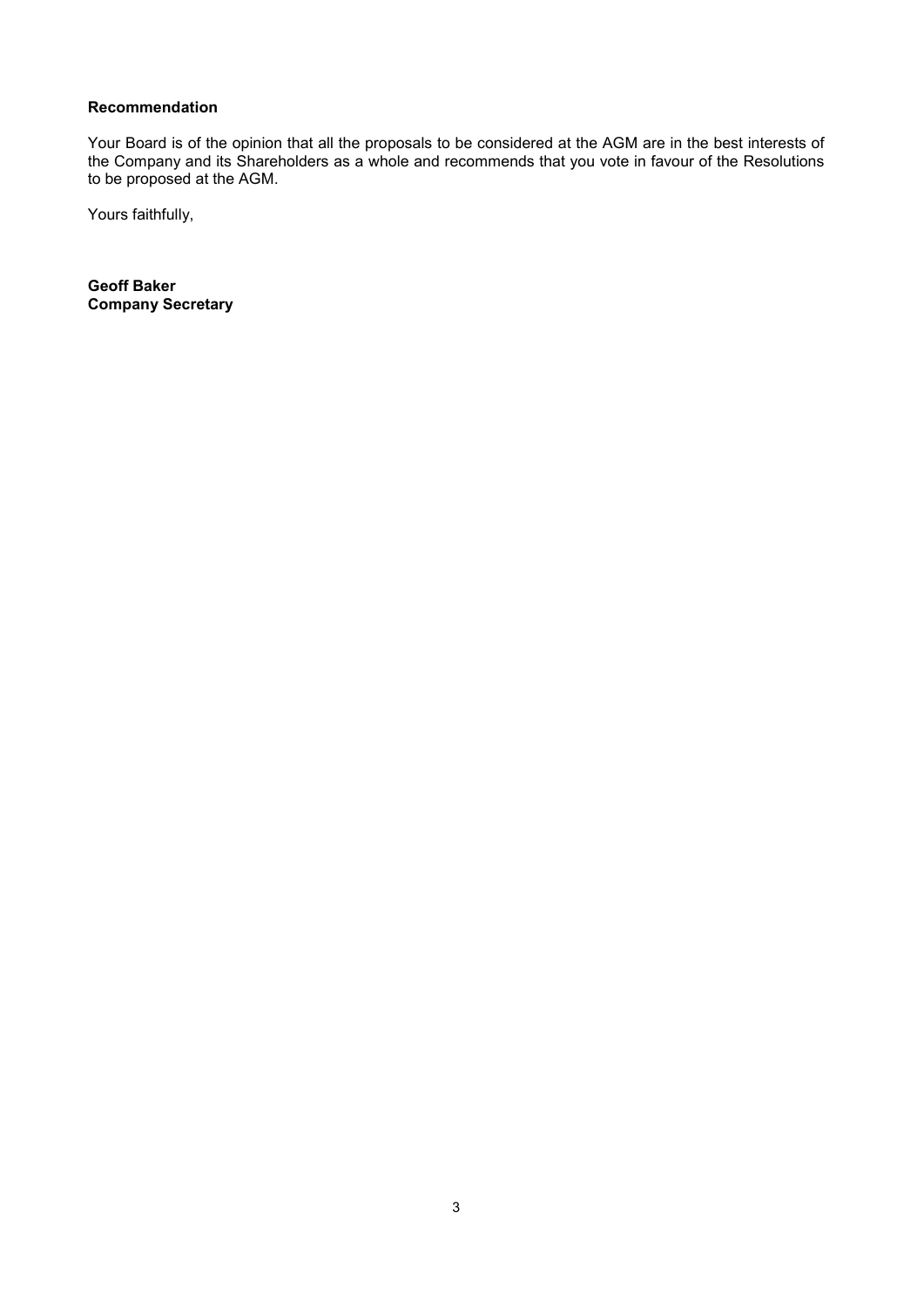**Recommendation**

Your Board is of the opinion that all the proposals to be considered at the AGM are in the best interests of the Company and its Shareholders as a whole and recommends that you vote in favour of the Resolutions to be proposed at the AGM.

Yours faithfully,

**Geoff Baker**
**Company Secretary**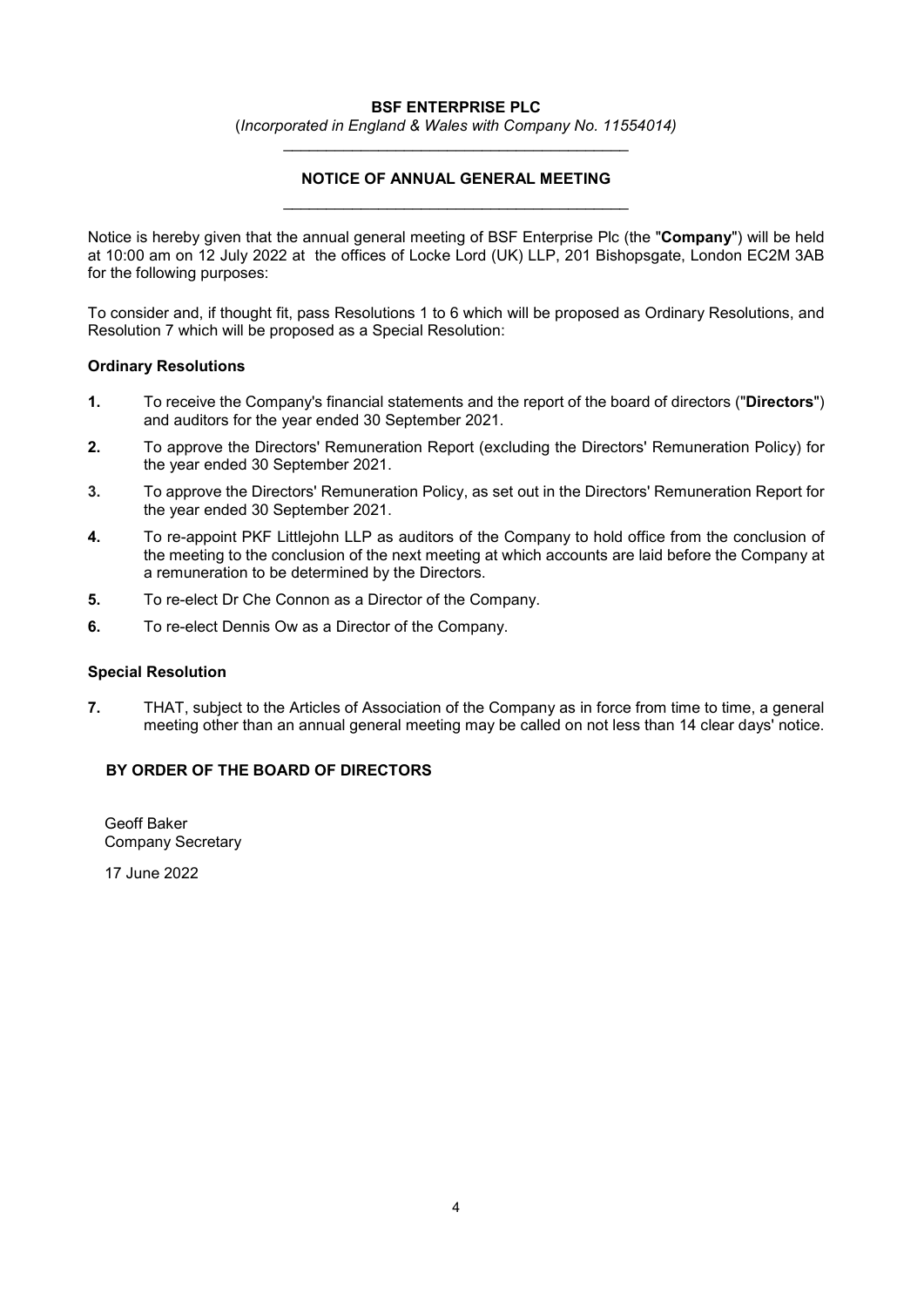**BSF ENTERPRISE PLC**

(*Incorporated in England & Wales with Company No. 11554014)*

---

**NOTICE OF ANNUAL GENERAL MEETING**

---

Notice is hereby given that the annual general meeting of BSF Enterprise Plc (the "**Company**") will be held at 10:00 am on 12 July 2022 at the offices of Locke Lord (UK) LLP, 201 Bishopsgate, London EC2M 3AB for the following purposes:

To consider and, if thought fit, pass Resolutions 1 to 6 which will be proposed as Ordinary Resolutions, and Resolution 7 which will be proposed as a Special Resolution:

**Ordinary Resolutions**

**1.** To receive the Company's financial statements and the report of the board of directors ("**Directors**") and auditors for the year ended 30 September 2021.

**2.** To approve the Directors' Remuneration Report (excluding the Directors' Remuneration Policy) for the year ended 30 September 2021.

**3.** To approve the Directors' Remuneration Policy, as set out in the Directors' Remuneration Report for the year ended 30 September 2021.

**4.** To re-appoint PKF Littlejohn LLP as auditors of the Company to hold office from the conclusion of the meeting to the conclusion of the next meeting at which accounts are laid before the Company at a remuneration to be determined by the Directors.

**5.** To re-elect Dr Che Connon as a Director of the Company.

**6.** To re-elect Dennis Ow as a Director of the Company.

**Special Resolution**

**7.** THAT, subject to the Articles of Association of the Company as in force from time to time, a general meeting other than an annual general meeting may be called on not less than 14 clear days' notice.

**BY ORDER OF THE BOARD OF DIRECTORS**

Geoff Baker
Company Secretary

17 June 2022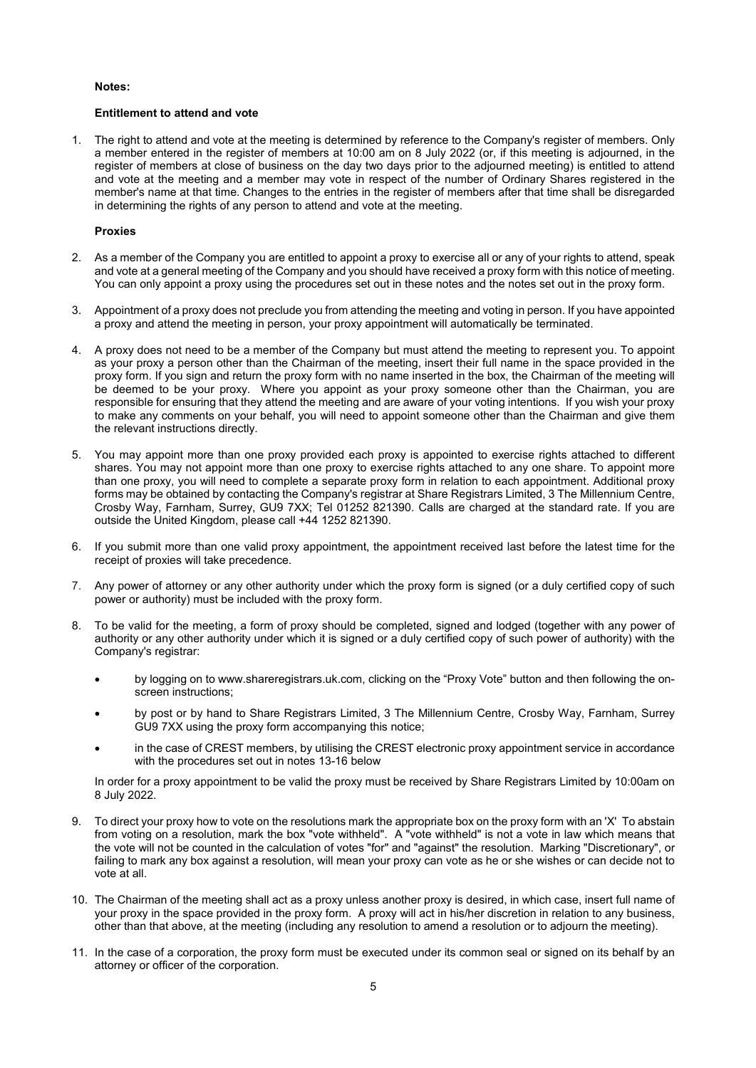**Notes:**

**Entitlement to attend and vote**

1. The right to attend and vote at the meeting is determined by reference to the Company's register of members. Only a member entered in the register of members at 10:00 am on 8 July 2022 (or, if this meeting is adjourned, in the register of members at close of business on the day two days prior to the adjourned meeting) is entitled to attend and vote at the meeting and a member may vote in respect of the number of Ordinary Shares registered in the member's name at that time. Changes to the entries in the register of members after that time shall be disregarded in determining the rights of any person to attend and vote at the meeting.

**Proxies**

2. As a member of the Company you are entitled to appoint a proxy to exercise all or any of your rights to attend, speak and vote at a general meeting of the Company and you should have received a proxy form with this notice of meeting. You can only appoint a proxy using the procedures set out in these notes and the notes set out in the proxy form.

3. Appointment of a proxy does not preclude you from attending the meeting and voting in person. If you have appointed a proxy and attend the meeting in person, your proxy appointment will automatically be terminated.

4. A proxy does not need to be a member of the Company but must attend the meeting to represent you. To appoint as your proxy a person other than the Chairman of the meeting, insert their full name in the space provided in the proxy form. If you sign and return the proxy form with no name inserted in the box, the Chairman of the meeting will be deemed to be your proxy. Where you appoint as your proxy someone other than the Chairman, you are responsible for ensuring that they attend the meeting and are aware of your voting intentions. If you wish your proxy to make any comments on your behalf, you will need to appoint someone other than the Chairman and give them the relevant instructions directly.

5. You may appoint more than one proxy provided each proxy is appointed to exercise rights attached to different shares. You may not appoint more than one proxy to exercise rights attached to any one share. To appoint more than one proxy, you will need to complete a separate proxy form in relation to each appointment. Additional proxy forms may be obtained by contacting the Company's registrar at Share Registrars Limited, 3 The Millennium Centre, Crosby Way, Farnham, Surrey, GU9 7XX; Tel 01252 821390. Calls are charged at the standard rate. If you are outside the United Kingdom, please call +44 1252 821390.

6. If you submit more than one valid proxy appointment, the appointment received last before the latest time for the receipt of proxies will take precedence.

7. Any power of attorney or any other authority under which the proxy form is signed (or a duly certified copy of such power or authority) must be included with the proxy form.

8. To be valid for the meeting, a form of proxy should be completed, signed and lodged (together with any power of authority or any other authority under which it is signed or a duly certified copy of such power of authority) with the Company's registrar:

   - by logging on to www.shareregistrars.uk.com, clicking on the "Proxy Vote" button and then following the on-screen instructions;
   - by post or by hand to Share Registrars Limited, 3 The Millennium Centre, Crosby Way, Farnham, Surrey GU9 7XX using the proxy form accompanying this notice;
   - in the case of CREST members, by utilising the CREST electronic proxy appointment service in accordance with the procedures set out in notes 13-16 below

   In order for a proxy appointment to be valid the proxy must be received by Share Registrars Limited by 10:00am on 8 July 2022.

9. To direct your proxy how to vote on the resolutions mark the appropriate box on the proxy form with an 'X' To abstain from voting on a resolution, mark the box "vote withheld". A "vote withheld" is not a vote in law which means that the vote will not be counted in the calculation of votes "for" and "against" the resolution. Marking "Discretionary", or failing to mark any box against a resolution, will mean your proxy can vote as he or she wishes or can decide not to vote at all.

10. The Chairman of the meeting shall act as a proxy unless another proxy is desired, in which case, insert full name of your proxy in the space provided in the proxy form. A proxy will act in his/her discretion in relation to any business, other than that above, at the meeting (including any resolution to amend a resolution or to adjourn the meeting).

11. In the case of a corporation, the proxy form must be executed under its common seal or signed on its behalf by an attorney or officer of the corporation.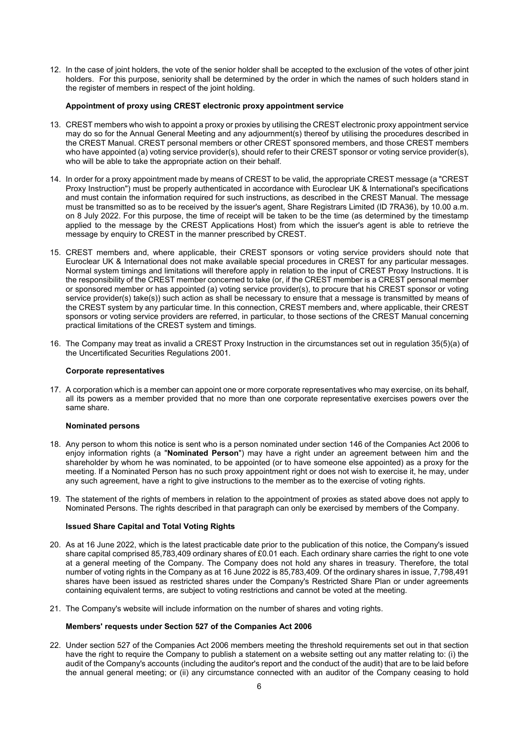12. In the case of joint holders, the vote of the senior holder shall be accepted to the exclusion of the votes of other joint holders. For this purpose, seniority shall be determined by the order in which the names of such holders stand in the register of members in respect of the joint holding.

**Appointment of proxy using CREST electronic proxy appointment service**

13. CREST members who wish to appoint a proxy or proxies by utilising the CREST electronic proxy appointment service may do so for the Annual General Meeting and any adjournment(s) thereof by utilising the procedures described in the CREST Manual. CREST personal members or other CREST sponsored members, and those CREST members who have appointed (a) voting service provider(s), should refer to their CREST sponsor or voting service provider(s), who will be able to take the appropriate action on their behalf.

14. In order for a proxy appointment made by means of CREST to be valid, the appropriate CREST message (a "CREST Proxy Instruction") must be properly authenticated in accordance with Euroclear UK & International's specifications and must contain the information required for such instructions, as described in the CREST Manual. The message must be transmitted so as to be received by the issuer's agent, Share Registrars Limited (ID 7RA36), by 10.00 a.m. on 8 July 2022. For this purpose, the time of receipt will be taken to be the time (as determined by the timestamp applied to the message by the CREST Applications Host) from which the issuer's agent is able to retrieve the message by enquiry to CREST in the manner prescribed by CREST.

15. CREST members and, where applicable, their CREST sponsors or voting service providers should note that Euroclear UK & International does not make available special procedures in CREST for any particular messages. Normal system timings and limitations will therefore apply in relation to the input of CREST Proxy Instructions. It is the responsibility of the CREST member concerned to take (or, if the CREST member is a CREST personal member or sponsored member or has appointed (a) voting service provider(s), to procure that his CREST sponsor or voting service provider(s) take(s)) such action as shall be necessary to ensure that a message is transmitted by means of the CREST system by any particular time. In this connection, CREST members and, where applicable, their CREST sponsors or voting service providers are referred, in particular, to those sections of the CREST Manual concerning practical limitations of the CREST system and timings.

16. The Company may treat as invalid a CREST Proxy Instruction in the circumstances set out in regulation 35(5)(a) of the Uncertificated Securities Regulations 2001.

**Corporate representatives**

17. A corporation which is a member can appoint one or more corporate representatives who may exercise, on its behalf, all its powers as a member provided that no more than one corporate representative exercises powers over the same share.

**Nominated persons**

18. Any person to whom this notice is sent who is a person nominated under section 146 of the Companies Act 2006 to enjoy information rights (a "**Nominated Person**") may have a right under an agreement between him and the shareholder by whom he was nominated, to be appointed (or to have someone else appointed) as a proxy for the meeting. If a Nominated Person has no such proxy appointment right or does not wish to exercise it, he may, under any such agreement, have a right to give instructions to the member as to the exercise of voting rights.

19. The statement of the rights of members in relation to the appointment of proxies as stated above does not apply to Nominated Persons. The rights described in that paragraph can only be exercised by members of the Company.

**Issued Share Capital and Total Voting Rights**

20. As at 16 June 2022, which is the latest practicable date prior to the publication of this notice, the Company's issued share capital comprised 85,783,409 ordinary shares of £0.01 each. Each ordinary share carries the right to one vote at a general meeting of the Company. The Company does not hold any shares in treasury. Therefore, the total number of voting rights in the Company as at 16 June 2022 is 85,783,409. Of the ordinary shares in issue, 7,798,491 shares have been issued as restricted shares under the Company's Restricted Share Plan or under agreements containing equivalent terms, are subject to voting restrictions and cannot be voted at the meeting.

21. The Company's website will include information on the number of shares and voting rights.

**Members' requests under Section 527 of the Companies Act 2006**

22. Under section 527 of the Companies Act 2006 members meeting the threshold requirements set out in that section have the right to require the Company to publish a statement on a website setting out any matter relating to: (i) the audit of the Company's accounts (including the auditor's report and the conduct of the audit) that are to be laid before the annual general meeting; or (ii) any circumstance connected with an auditor of the Company ceasing to hold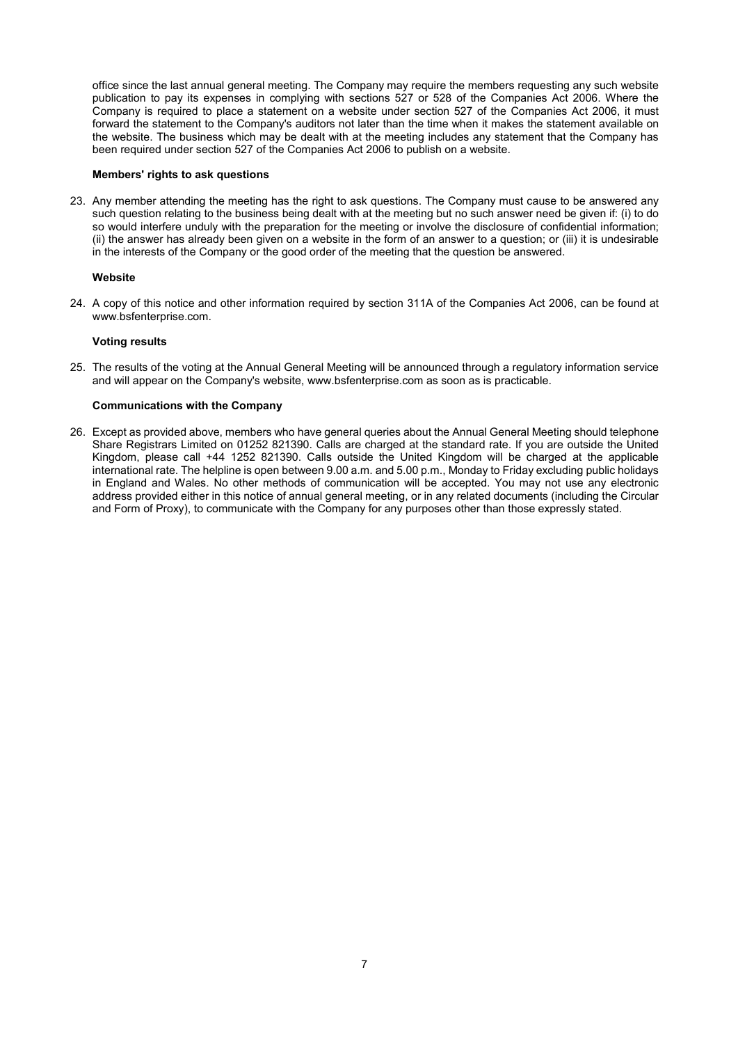office since the last annual general meeting. The Company may require the members requesting any such website publication to pay its expenses in complying with sections 527 or 528 of the Companies Act 2006. Where the Company is required to place a statement on a website under section 527 of the Companies Act 2006, it must forward the statement to the Company's auditors not later than the time when it makes the statement available on the website. The business which may be dealt with at the meeting includes any statement that the Company has been required under section 527 of the Companies Act 2006 to publish on a website.

**Members' rights to ask questions**

23. Any member attending the meeting has the right to ask questions. The Company must cause to be answered any such question relating to the business being dealt with at the meeting but no such answer need be given if: (i) to do so would interfere unduly with the preparation for the meeting or involve the disclosure of confidential information; (ii) the answer has already been given on a website in the form of an answer to a question; or (iii) it is undesirable in the interests of the Company or the good order of the meeting that the question be answered.

**Website**

24. A copy of this notice and other information required by section 311A of the Companies Act 2006, can be found at www.bsfenterprise.com.

**Voting results**

25. The results of the voting at the Annual General Meeting will be announced through a regulatory information service and will appear on the Company's website, www.bsfenterprise.com as soon as is practicable.

**Communications with the Company**

26. Except as provided above, members who have general queries about the Annual General Meeting should telephone Share Registrars Limited on 01252 821390. Calls are charged at the standard rate. If you are outside the United Kingdom, please call +44 1252 821390. Calls outside the United Kingdom will be charged at the applicable international rate. The helpline is open between 9.00 a.m. and 5.00 p.m., Monday to Friday excluding public holidays in England and Wales. No other methods of communication will be accepted. You may not use any electronic address provided either in this notice of annual general meeting, or in any related documents (including the Circular and Form of Proxy), to communicate with the Company for any purposes other than those expressly stated.